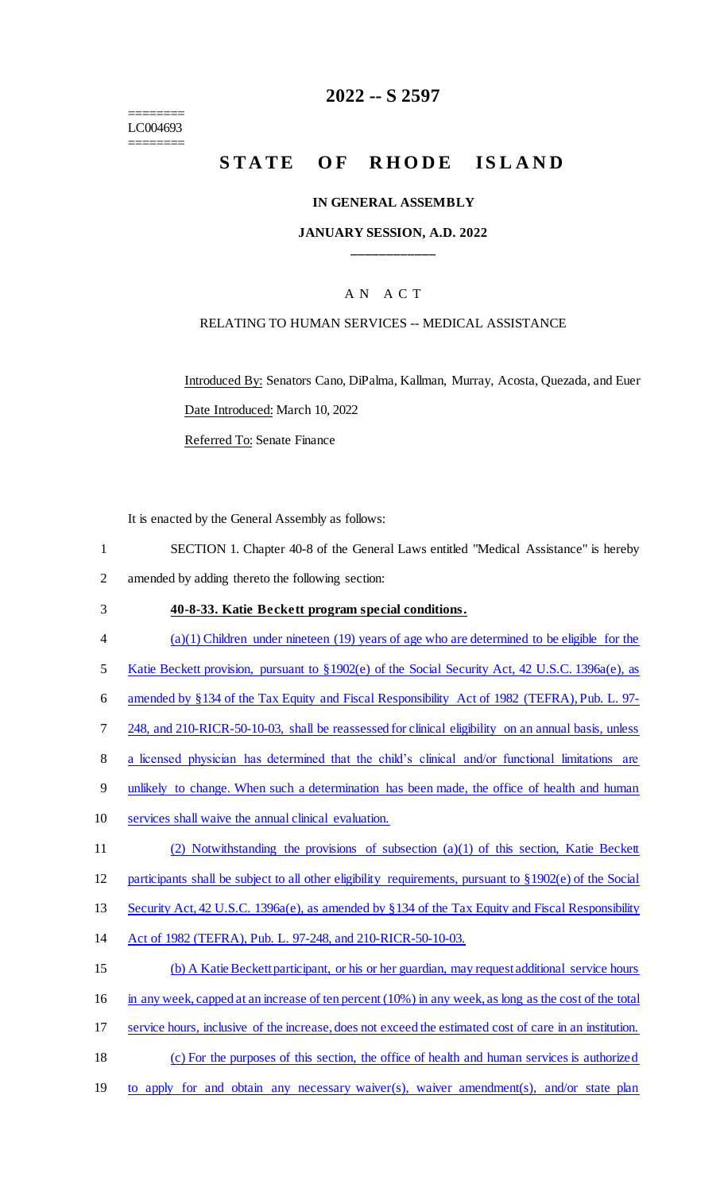========
LC004693
========

# 2022 -- S 2597

# STATE OF RHODE ISLAND

## IN GENERAL ASSEMBLY

### JANUARY SESSION, A.D. 2022

____________

A N A C T

RELATING TO HUMAN SERVICES -- MEDICAL ASSISTANCE

Introduced By: Senators Cano, DiPalma, Kallman, Murray, Acosta, Quezada, and Euer

Date Introduced: March 10, 2022

Referred To: Senate Finance

It is enacted by the General Assembly as follows:

1 SECTION 1. Chapter 40-8 of the General Laws entitled "Medical Assistance" is hereby
2 amended by adding thereto the following section:

3 **40-8-33. Katie Beckett program special conditions.**

4 (a)(1) Children under nineteen (19) years of age who are determined to be eligible for the
5 Katie Beckett provision, pursuant to §1902(e) of the Social Security Act, 42 U.S.C. 1396a(e), as
6 amended by §134 of the Tax Equity and Fiscal Responsibility Act of 1982 (TEFRA), Pub. L. 97-
7 248, and 210-RICR-50-10-03, shall be reassessed for clinical eligibility on an annual basis, unless
8 a licensed physician has determined that the child's clinical and/or functional limitations are
9 unlikely to change. When such a determination has been made, the office of health and human
10 services shall waive the annual clinical evaluation.

11 (2) Notwithstanding the provisions of subsection (a)(1) of this section, Katie Beckett
12 participants shall be subject to all other eligibility requirements, pursuant to §1902(e) of the Social
13 Security Act, 42 U.S.C. 1396a(e), as amended by §134 of the Tax Equity and Fiscal Responsibility
14 Act of 1982 (TEFRA), Pub. L. 97-248, and 210-RICR-50-10-03.

15 (b) A Katie Beckett participant, or his or her guardian, may request additional service hours
16 in any week, capped at an increase of ten percent (10%) in any week, as long as the cost of the total
17 service hours, inclusive of the increase, does not exceed the estimated cost of care in an institution.

18 (c) For the purposes of this section, the office of health and human services is authorized
19 to apply for and obtain any necessary waiver(s), waiver amendment(s), and/or state plan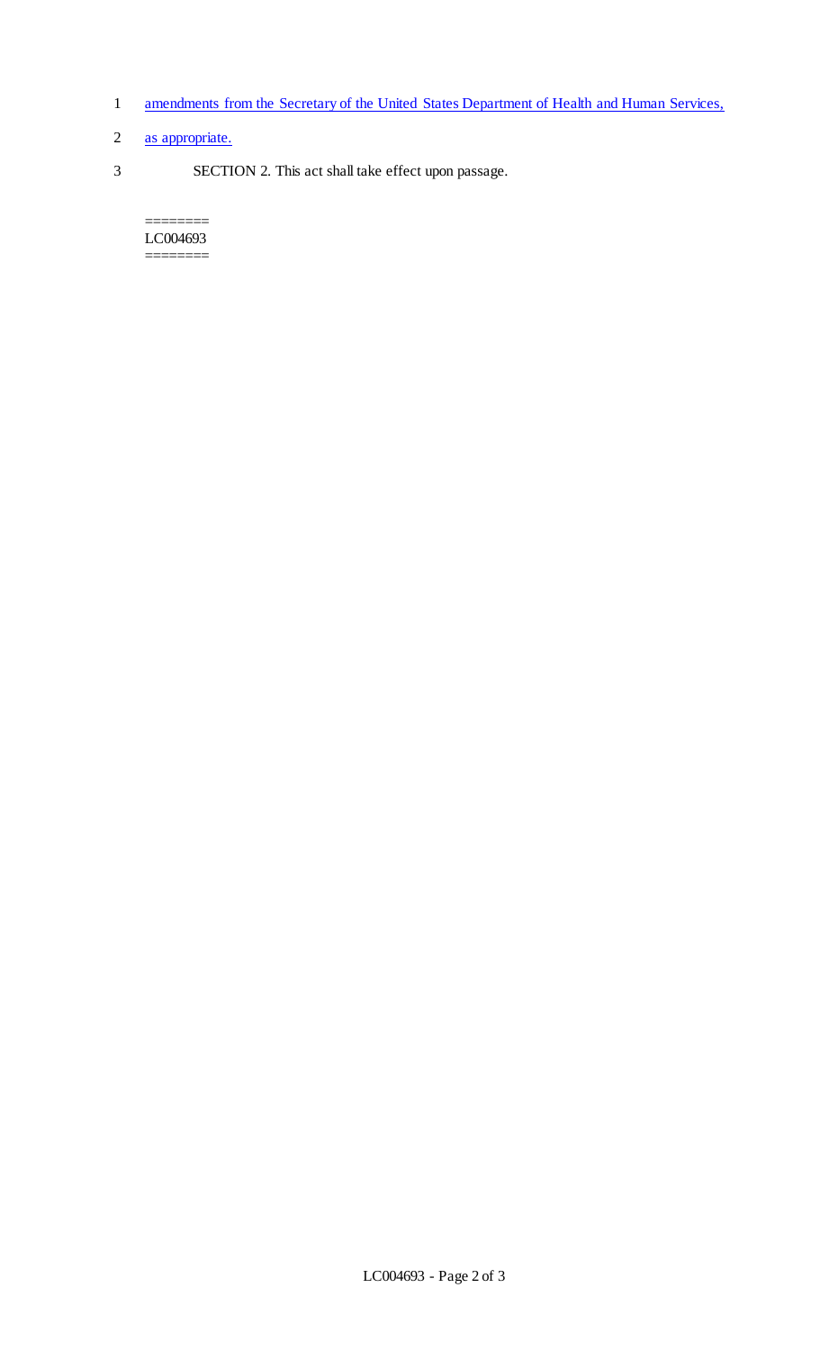amendments from the Secretary of the United States Department of Health and Human Services, as appropriate.

SECTION 2. This act shall take effect upon passage.

========
LC004693
========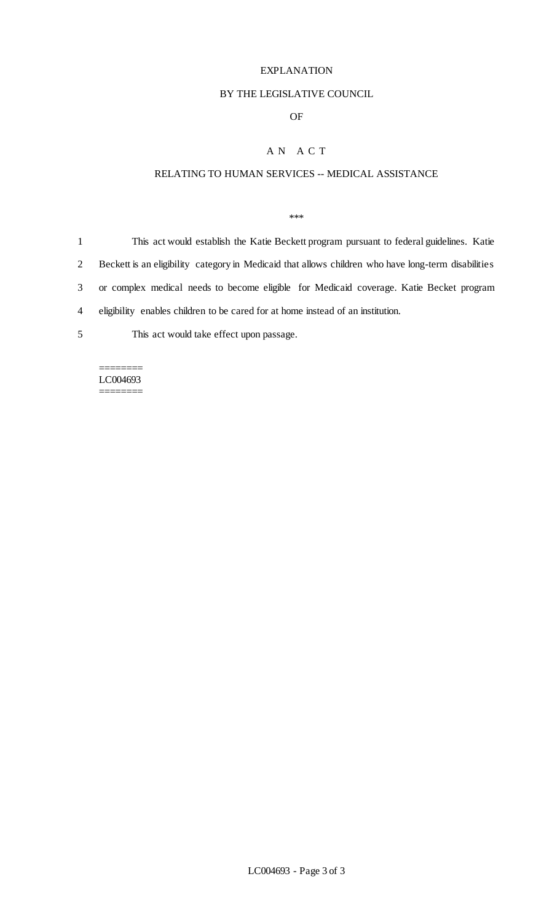EXPLANATION

BY THE LEGISLATIVE COUNCIL

OF

A N A C T

RELATING TO HUMAN SERVICES -- MEDICAL ASSISTANCE

\*\*\*

This act would establish the Katie Beckett program pursuant to federal guidelines. Katie Beckett is an eligibility category in Medicaid that allows children who have long-term disabilities or complex medical needs to become eligible for Medicaid coverage. Katie Becket program eligibility enables children to be cared for at home instead of an institution.

This act would take effect upon passage.

========
LC004693
========